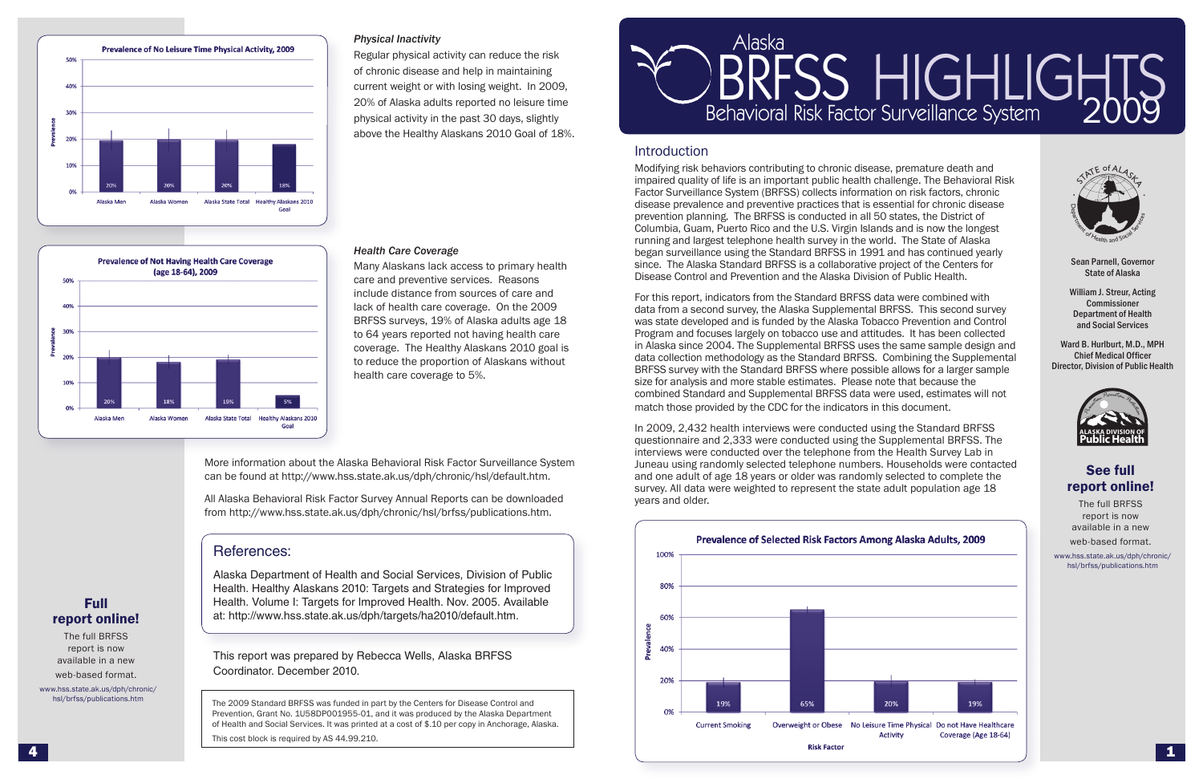# Alaska BRFSS HIGHLIGHTS 2009

## Behavioral Risk Factor Surveillance System

## Introduction

Modifying risk behaviors contributing to chronic disease, premature death and impaired quality of life is an important public health challenge. The Behavioral Risk Factor Surveillance System (BRFSS) collects information on risk factors, chronic disease prevalence and preventive practices that is essential for chronic disease prevention planning. The BRFSS is conducted in all 50 states, the District of Columbia, Guam, Puerto Rico and the U.S. Virgin Islands and is now the longest running and largest telephone health survey in the world. The State of Alaska began surveillance using the Standard BRFSS in 1991 and has continued yearly since. The Alaska Standard BRFSS is a collaborative project of the Centers for Disease Control and Prevention and the Alaska Division of Public Health.

For this report, indicators from the Standard BRFSS data were combined with data from a second survey, the Alaska Supplemental BRFSS. This second survey was state developed and is funded by the Alaska Tobacco Prevention and Control Program and focuses largely on tobacco use and attitudes. It has been collected in Alaska since 2004. The Supplemental BRFSS uses the same sample design and data collection methodology as the Standard BRFSS. Combining the Supplemental BRFSS survey with the Standard BRFSS where possible allows for a larger sample size for analysis and more stable estimates. Please note that because the combined Standard and Supplemental BRFSS data were used, estimates will not match those provided by the CDC for the indicators in this document.

In 2009, 2,432 health interviews were conducted using the Standard BRFSS questionnaire and 2,333 were conducted using the Supplemental BRFSS. The interviews were conducted over the telephone from the Health Survey Lab in Juneau using randomly selected telephone numbers. Households were contacted and one adult of age 18 years or older was randomly selected to complete the survey. All data were weighted to represent the state adult population age 18 years and older.

**Prevalence of Selected Risk Factors Among Alaska Adults, 2009**

| Risk Factor | Prevalence |
|---|---|
| Current Smoking | 19% |
| Overweight or Obese | 65% |
| No Leisure Time Physical Activity | 20% |
| Do not Have Healthcare Coverage (Age 18-64) | 19% |

**Sean Parnell, Governor**
**State of Alaska**

**William J. Streur, Acting Commissioner**
**Department of Health and Social Services**

**Ward B. Hurlburt, M.D., MPH**
**Chief Medical Officer**
**Director, Division of Public Health**

### See full report online!

The full BRFSS report is now available in a new web-based format.

www.hss.state.ak.us/dph/chronic/hsl/brfss/publications.htm

**Prevalence of No Leisure Time Physical Activity, 2009**

| Group | Prevalence |
|---|---|
| Alaska Men | 20% |
| Alaska Women | 20% |
| Alaska State Total | 20% |
| Healthy Alaskans 2010 Goal | 18% |

### *Physical Inactivity*

Regular physical activity can reduce the risk of chronic disease and help in maintaining current weight or with losing weight. In 2009, 20% of Alaska adults reported no leisure time physical activity in the past 30 days, slightly above the Healthy Alaskans 2010 Goal of 18%.

**Prevalence of Not Having Health Care Coverage (age 18-64), 2009**

| Group | Prevalence |
|---|---|
| Alaska Men | 20% |
| Alaska Women | 18% |
| Alaska State Total | 19% |
| Healthy Alaskans 2010 Goal | 5% |

### *Health Care Coverage*

Many Alaskans lack access to primary health care and preventive services. Reasons include distance from sources of care and lack of health care coverage. On the 2009 BRFSS surveys, 19% of Alaska adults age 18 to 64 years reported not having health care coverage. The Healthy Alaskans 2010 goal is to reduce the proportion of Alaskans without health care coverage to 5%.

More information about the Alaska Behavioral Risk Factor Surveillance System can be found at http://www.hss.state.ak.us/dph/chronic/hsl/default.htm.

All Alaska Behavioral Risk Factor Survey Annual Reports can be downloaded from http://www.hss.state.ak.us/dph/chronic/hsl/brfss/publications.htm.

## References:

Alaska Department of Health and Social Services, Division of Public Health. Healthy Alaskans 2010: Targets and Strategies for Improved Health. Volume I: Targets for Improved Health. Nov. 2005. Available at: http://www.hss.state.ak.us/dph/targets/ha2010/default.htm.

This report was prepared by Rebecca Wells, Alaska BRFSS Coordinator. December 2010.

The 2009 Standard BRFSS was funded in part by the Centers for Disease Control and Prevention, Grant No. 1U58DP001955-01, and it was produced by the Alaska Department of Health and Social Services. It was printed at a cost of $.10 per copy in Anchorage, Alaska. This cost block is required by AS 44.99.210.

### Full report online!

The full BRFSS report is now available in a new web-based format.

www.hss.state.ak.us/dph/chronic/hsl/brfss/publications.htm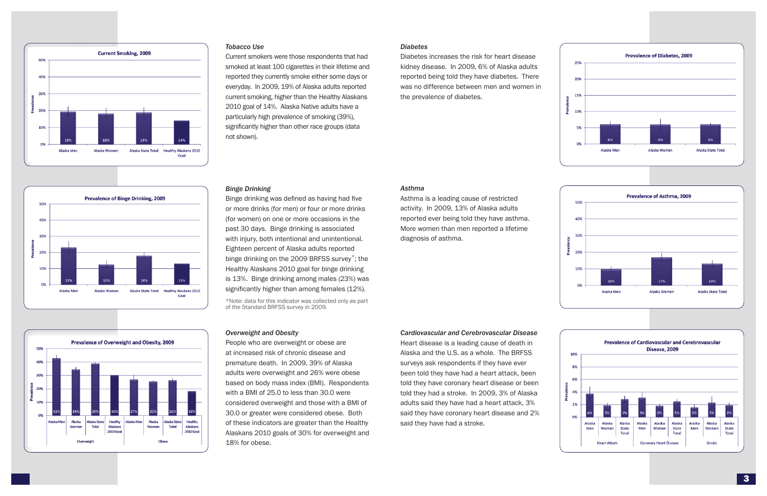Current Smoking, 2009

50%
40%
30%
20%
10%
0%

Prevalence

19% 18% 19% 14%

Alaska Men | Alaska Women | Alaska State Total | Healthy Alaskans 2010 Goal

### *Tobacco Use*

Current smokers were those respondents that had smoked at least 100 cigarettes in their lifetime and reported they currently smoke either some days or everyday. In 2009, 19% of Alaska adults reported current smoking, higher than the Healthy Alaskans 2010 goal of 14%. Alaska Native adults have a particularly high prevalence of smoking (39%), significantly higher than other race groups (data not shown).

### *Diabetes*

Diabetes increases the risk for heart disease kidney disease. In 2009, 6% of Alaska adults reported being told they have diabetes. There was no difference between men and women in the prevalence of diabetes.

Prevalence of Diabetes, 2009

25%
20%
15%
10%
5%
0%

Prevalence

6% 6% 6%

Alaska Men | Alaska Women | Alaska State Total

Prevalence of Binge Drinking, 2009

50%
40%
30%
20%
10%
0%

Prevalence

23% 12% 18% 13%

Alaska Men | Alaska Women | Alaska State Total | Healthy Alaskans 2010 Goal

### *Binge Drinking*

Binge drinking was defined as having had five or more drinks (for men) or four or more drinks (for women) on one or more occasions in the past 30 days. Binge drinking is associated with injury, both intentional and unintentional. Eighteen percent of Alaska adults reported binge drinking on the 2009 BRFSS survey*; the Healthy Alaskans 2010 goal for binge drinking is 13%. Binge drinking among males (23%) was significantly higher than among females (12%).

*Note: data for this indicator was collected only as part of the Standard BRFSS survey in 2009.

### *Asthma*

Asthma is a leading cause of restricted activity. In 2009, 13% of Alaska adults reported ever being told they have asthma. More women than men reported a lifetime diagnosis of asthma.

Prevalence of Asthma, 2009

50%
40%
30%
20%
10%
0%

Prevalence

10% 17% 13%

Alaska Men | Alaska Women | Alaska State Total

Prevalence of Overweight and Obesity, 2009

50%
40%
30%
20%
10%
0%

Prevalence

43% 34% 39% 30% 27% 25% 26% 18%

Alaska Men | Alaska Women | Alaska State Total | Healthy Alaskans 2010 Goal | Alaska Men | Alaska Women | Alaska State Total | Healthy Alaskans 2010 Goal

Overweight | Obese

### *Overweight and Obesity*

People who are overweight or obese are at increased risk of chronic disease and premature death. In 2009, 39% of Alaska adults were overweight and 26% were obese based on body mass index (BMI). Respondents with a BMI of 25.0 to less than 30.0 were considered overweight and those with a BMI of 30.0 or greater were considered obese. Both of these indicators are greater than the Healthy Alaskans 2010 goals of 30% for overweight and 18% for obese.

### *Cardiovascular and Cerebrovascular Disease*

Heart disease is a leading cause of death in Alaska and the U.S. as a whole. The BRFSS surveys ask respondents if they have ever been told they have had a heart attack, been told they have coronary heart disease or been told they had a stroke. In 2009, 3% of Alaska adults said they have had a heart attack, 3% said they have coronary heart disease and 2% said they have had a stroke.

Prevalence of Cardiovascular and Cerebrovascular Disease, 2009

10%
8%
6%
4%
2%
0%

Prevalence

4% 2% 3% 3% 2% 2% 2% 2% 2%

Alaska Men | Alaska Women | Alaska State Total | Alaska Men | Alaska Women | Alaska State Total | Alaska Men | Alaska Women | Alaska State Total

Heart Attack | Coronary Heart Disease | Stroke